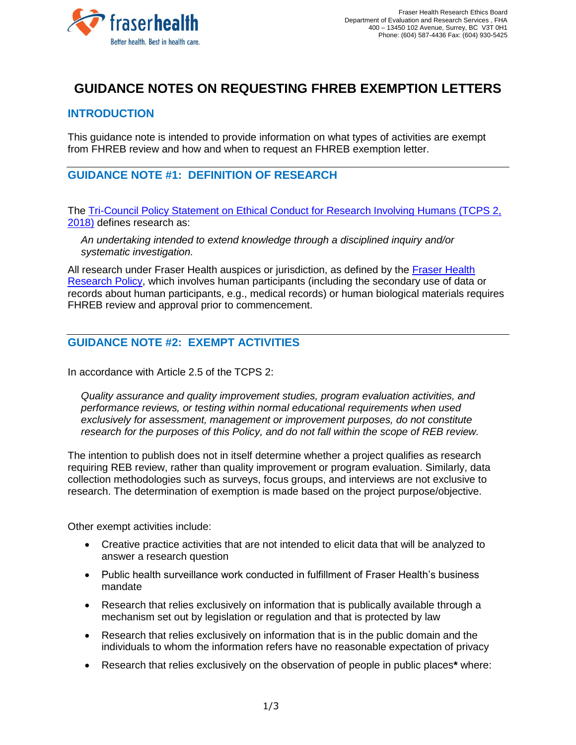Fraser Health Research Ethics Board
Department of Evaluation and Research Services , FHA
400 – 13450 102 Avenue, Surrey, BC V3T 0H1
Phone: (604) 587-4436 Fax: (604) 930-5425

# GUIDANCE NOTES ON REQUESTING FHREB EXEMPTION LETTERS

## INTRODUCTION

This guidance note is intended to provide information on what types of activities are exempt from FHREB review and how and when to request an FHREB exemption letter.

## GUIDANCE NOTE #1: DEFINITION OF RESEARCH

The [Tri-Council Policy Statement on Ethical Conduct for Research Involving Humans (TCPS 2, 2018)]() defines research as:

> *An undertaking intended to extend knowledge through a disciplined inquiry and/or systematic investigation.*

All research under Fraser Health auspices or jurisdiction, as defined by the [Fraser Health Research Policy](), which involves human participants (including the secondary use of data or records about human participants, e.g., medical records) or human biological materials requires FHREB review and approval prior to commencement.

## GUIDANCE NOTE #2: EXEMPT ACTIVITIES

In accordance with Article 2.5 of the TCPS 2:

> *Quality assurance and quality improvement studies, program evaluation activities, and performance reviews, or testing within normal educational requirements when used exclusively for assessment, management or improvement purposes, do not constitute research for the purposes of this Policy, and do not fall within the scope of REB review.*

The intention to publish does not in itself determine whether a project qualifies as research requiring REB review, rather than quality improvement or program evaluation. Similarly, data collection methodologies such as surveys, focus groups, and interviews are not exclusive to research. The determination of exemption is made based on the project purpose/objective.

Other exempt activities include:

- Creative practice activities that are not intended to elicit data that will be analyzed to answer a research question
- Public health surveillance work conducted in fulfillment of Fraser Health's business mandate
- Research that relies exclusively on information that is publically available through a mechanism set out by legislation or regulation and that is protected by law
- Research that relies exclusively on information that is in the public domain and the individuals to whom the information refers have no reasonable expectation of privacy
- Research that relies exclusively on the observation of people in public places**\*** where: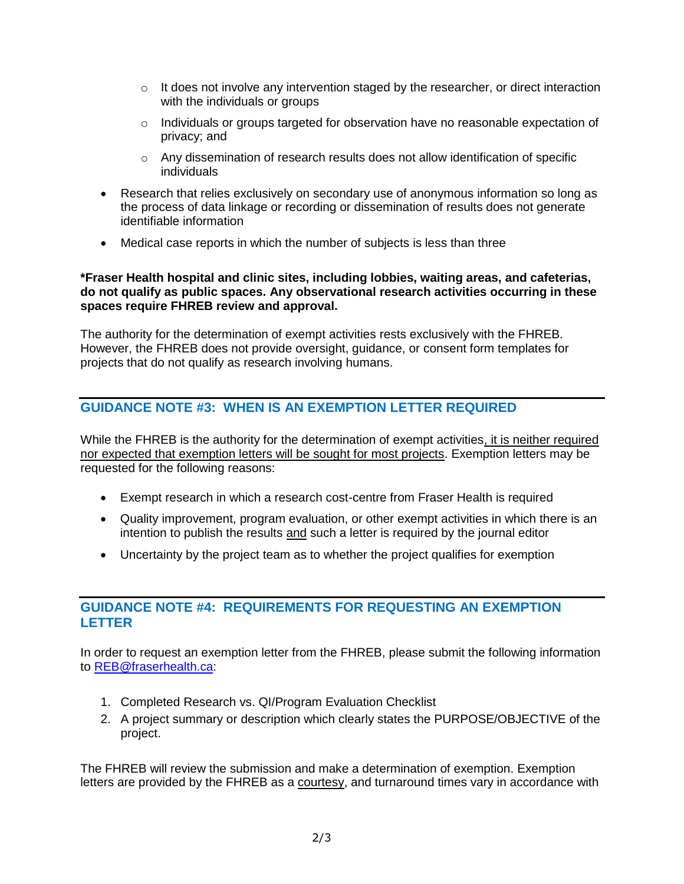- It does not involve any intervention staged by the researcher, or direct interaction with the individuals or groups
  - Individuals or groups targeted for observation have no reasonable expectation of privacy; and
  - Any dissemination of research results does not allow identification of specific individuals
- Research that relies exclusively on secondary use of anonymous information so long as the process of data linkage or recording or dissemination of results does not generate identifiable information
- Medical case reports in which the number of subjects is less than three

**\*Fraser Health hospital and clinic sites, including lobbies, waiting areas, and cafeterias, do not qualify as public spaces. Any observational research activities occurring in these spaces require FHREB review and approval.**

The authority for the determination of exempt activities rests exclusively with the FHREB. However, the FHREB does not provide oversight, guidance, or consent form templates for projects that do not qualify as research involving humans.

## GUIDANCE NOTE #3: WHEN IS AN EXEMPTION LETTER REQUIRED

While the FHREB is the authority for the determination of exempt activities, it is neither required nor expected that exemption letters will be sought for most projects. Exemption letters may be requested for the following reasons:

- Exempt research in which a research cost-centre from Fraser Health is required
- Quality improvement, program evaluation, or other exempt activities in which there is an intention to publish the results and such a letter is required by the journal editor
- Uncertainty by the project team as to whether the project qualifies for exemption

## GUIDANCE NOTE #4: REQUIREMENTS FOR REQUESTING AN EXEMPTION LETTER

In order to request an exemption letter from the FHREB, please submit the following information to REB@fraserhealth.ca:

1. Completed Research vs. QI/Program Evaluation Checklist
2. A project summary or description which clearly states the PURPOSE/OBJECTIVE of the project.

The FHREB will review the submission and make a determination of exemption. Exemption letters are provided by the FHREB as a courtesy, and turnaround times vary in accordance with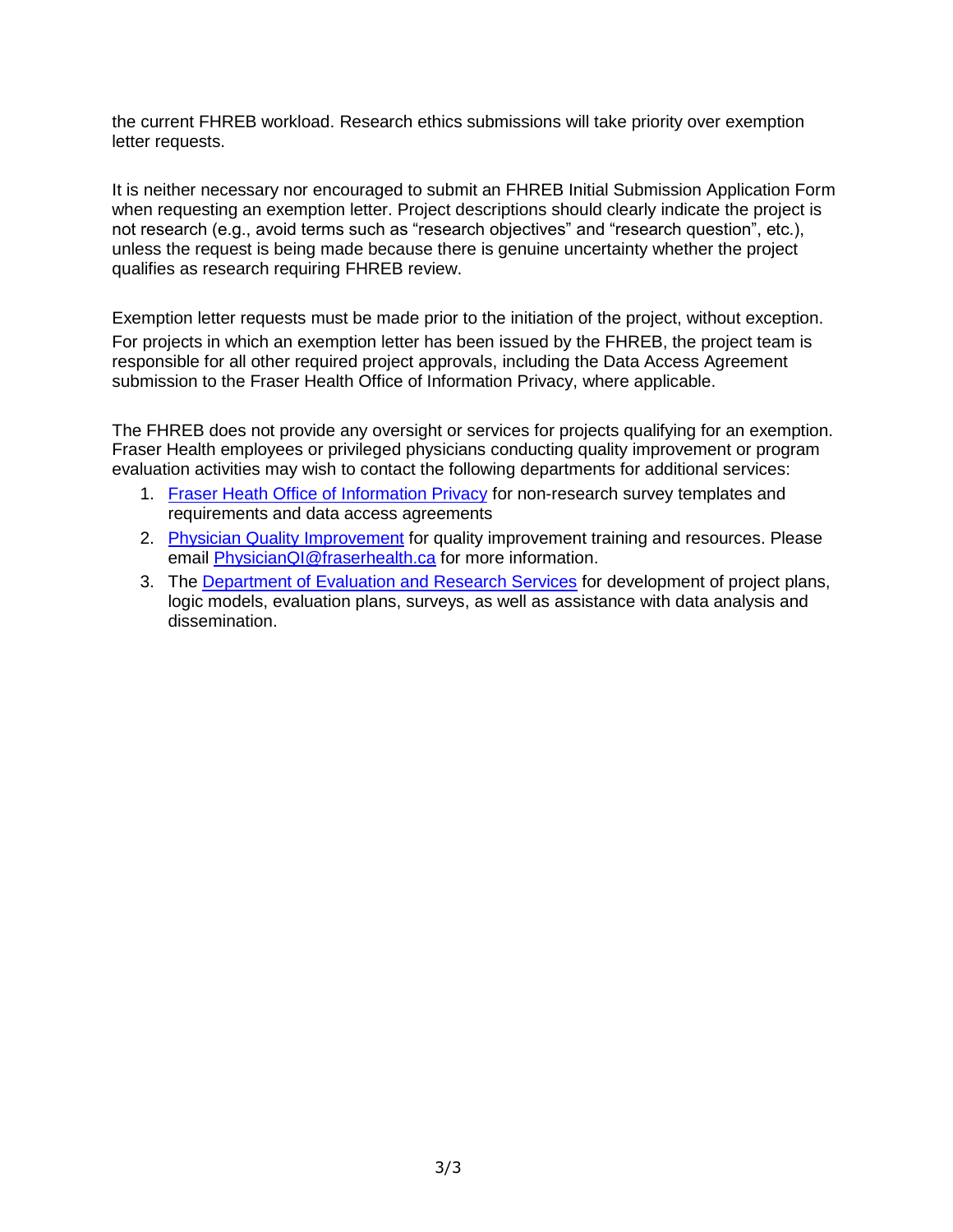the current FHREB workload. Research ethics submissions will take priority over exemption letter requests.

It is neither necessary nor encouraged to submit an FHREB Initial Submission Application Form when requesting an exemption letter. Project descriptions should clearly indicate the project is not research (e.g., avoid terms such as "research objectives" and "research question", etc.), unless the request is being made because there is genuine uncertainty whether the project qualifies as research requiring FHREB review.

Exemption letter requests must be made prior to the initiation of the project, without exception. For projects in which an exemption letter has been issued by the FHREB, the project team is responsible for all other required project approvals, including the Data Access Agreement submission to the Fraser Health Office of Information Privacy, where applicable.

The FHREB does not provide any oversight or services for projects qualifying for an exemption. Fraser Health employees or privileged physicians conducting quality improvement or program evaluation activities may wish to contact the following departments for additional services:

1. Fraser Heath Office of Information Privacy for non-research survey templates and requirements and data access agreements
2. Physician Quality Improvement for quality improvement training and resources. Please email PhysicianQI@fraserhealth.ca for more information.
3. The Department of Evaluation and Research Services for development of project plans, logic models, evaluation plans, surveys, as well as assistance with data analysis and dissemination.